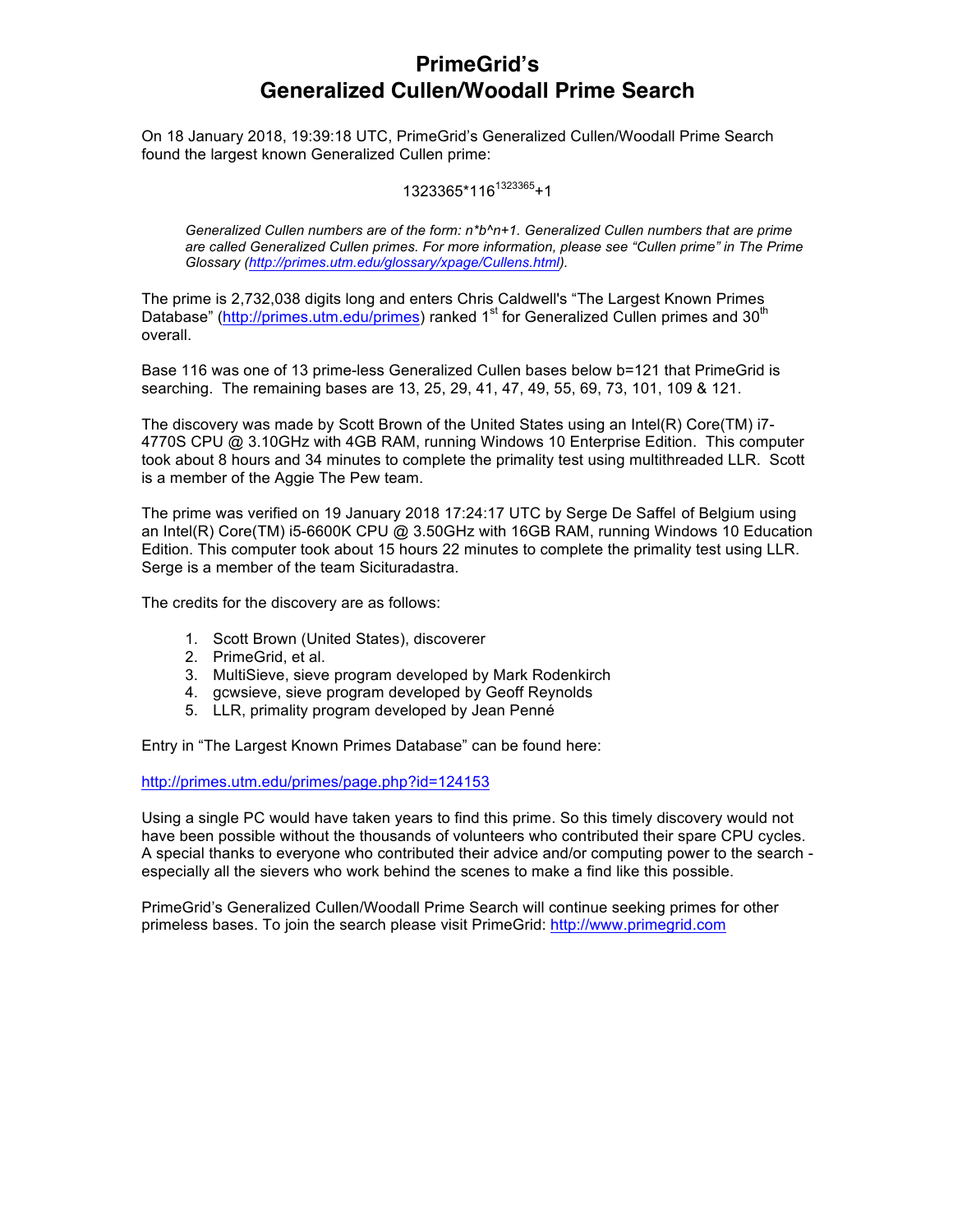# PrimeGrid's
# Generalized Cullen/Woodall Prime Search

On 18 January 2018, 19:39:18 UTC, PrimeGrid's Generalized Cullen/Woodall Prime Search found the largest known Generalized Cullen prime:

$$1323365 \cdot 116^{1323365}+1$$

> *Generalized Cullen numbers are of the form: n*b^n+1. Generalized Cullen numbers that are prime are called Generalized Cullen primes. For more information, please see "Cullen prime" in The Prime Glossary (http://primes.utm.edu/glossary/xpage/Cullens.html).*

The prime is 2,732,038 digits long and enters Chris Caldwell's "The Largest Known Primes Database" (http://primes.utm.edu/primes) ranked 1st for Generalized Cullen primes and 30th overall.

Base 116 was one of 13 prime-less Generalized Cullen bases below b=121 that PrimeGrid is searching. The remaining bases are 13, 25, 29, 41, 47, 49, 55, 69, 73, 101, 109 & 121.

The discovery was made by Scott Brown of the United States using an Intel(R) Core(TM) i7-4770S CPU @ 3.10GHz with 4GB RAM, running Windows 10 Enterprise Edition. This computer took about 8 hours and 34 minutes to complete the primality test using multithreaded LLR. Scott is a member of the Aggie The Pew team.

The prime was verified on 19 January 2018 17:24:17 UTC by Serge De Saffel of Belgium using an Intel(R) Core(TM) i5-6600K CPU @ 3.50GHz with 16GB RAM, running Windows 10 Education Edition. This computer took about 15 hours 22 minutes to complete the primality test using LLR. Serge is a member of the team Sicituradastra.

The credits for the discovery are as follows:

1. Scott Brown (United States), discoverer
2. PrimeGrid, et al.
3. MultiSieve, sieve program developed by Mark Rodenkirch
4. gcwsieve, sieve program developed by Geoff Reynolds
5. LLR, primality program developed by Jean Penné

Entry in "The Largest Known Primes Database" can be found here:

http://primes.utm.edu/primes/page.php?id=124153

Using a single PC would have taken years to find this prime. So this timely discovery would not have been possible without the thousands of volunteers who contributed their spare CPU cycles. A special thanks to everyone who contributed their advice and/or computing power to the search - especially all the sievers who work behind the scenes to make a find like this possible.

PrimeGrid's Generalized Cullen/Woodall Prime Search will continue seeking primes for other primeless bases. To join the search please visit PrimeGrid: http://www.primegrid.com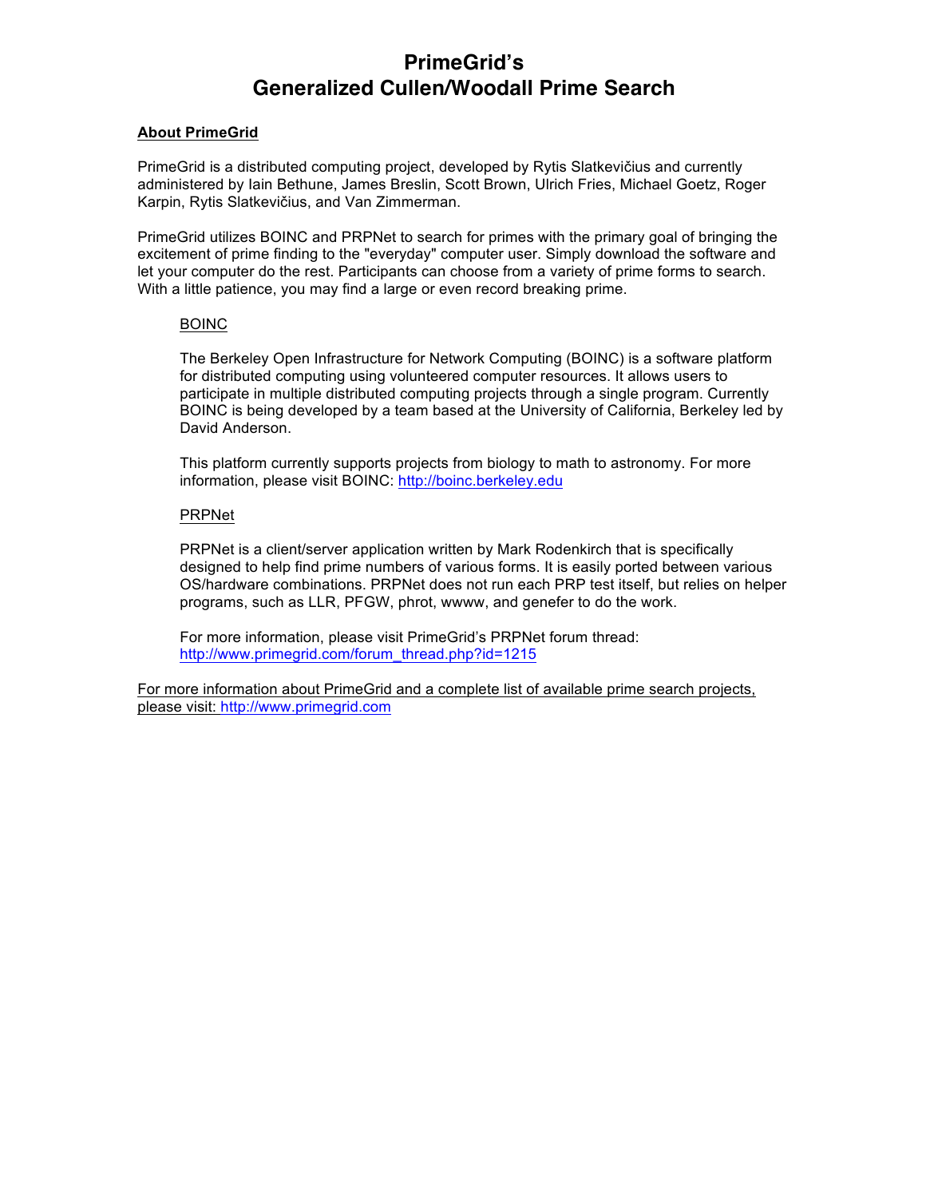# PrimeGrid's
# Generalized Cullen/Woodall Prime Search

## About PrimeGrid

PrimeGrid is a distributed computing project, developed by Rytis Slatkevičius and currently administered by Iain Bethune, James Breslin, Scott Brown, Ulrich Fries, Michael Goetz, Roger Karpin, Rytis Slatkevičius, and Van Zimmerman.

PrimeGrid utilizes BOINC and PRPNet to search for primes with the primary goal of bringing the excitement of prime finding to the "everyday" computer user. Simply download the software and let your computer do the rest. Participants can choose from a variety of prime forms to search. With a little patience, you may find a large or even record breaking prime.

### BOINC

The Berkeley Open Infrastructure for Network Computing (BOINC) is a software platform for distributed computing using volunteered computer resources. It allows users to participate in multiple distributed computing projects through a single program. Currently BOINC is being developed by a team based at the University of California, Berkeley led by David Anderson.

This platform currently supports projects from biology to math to astronomy. For more information, please visit BOINC: http://boinc.berkeley.edu

### PRPNet

PRPNet is a client/server application written by Mark Rodenkirch that is specifically designed to help find prime numbers of various forms. It is easily ported between various OS/hardware combinations. PRPNet does not run each PRP test itself, but relies on helper programs, such as LLR, PFGW, phrot, wwww, and genefer to do the work.

For more information, please visit PrimeGrid's PRPNet forum thread: http://www.primegrid.com/forum_thread.php?id=1215

For more information about PrimeGrid and a complete list of available prime search projects, please visit: http://www.primegrid.com